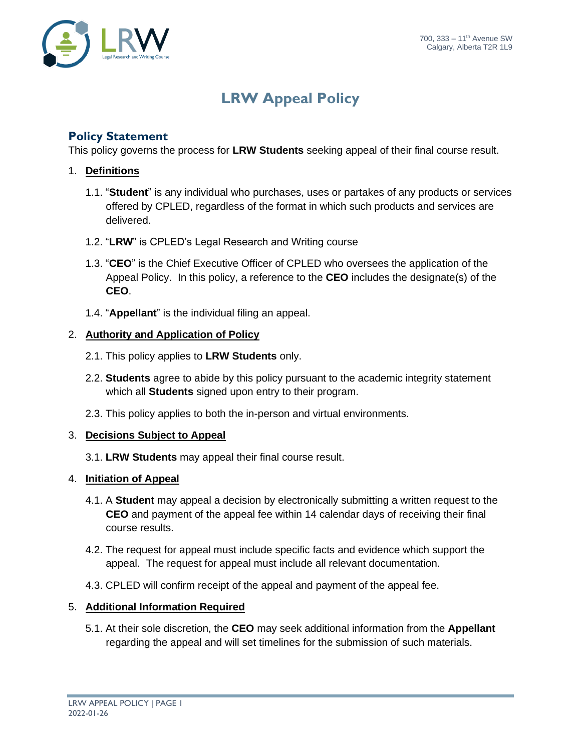700, 333 – 11th Avenue SW
Calgary, Alberta T2R 1L9

# LRW Appeal Policy

## Policy Statement

This policy governs the process for **LRW Students** seeking appeal of their final course result.

1. **Definitions**

   1.1. "**Student**" is any individual who purchases, uses or partakes of any products or services offered by CPLED, regardless of the format in which such products and services are delivered.

   1.2. "**LRW**" is CPLED's Legal Research and Writing course

   1.3. "**CEO**" is the Chief Executive Officer of CPLED who oversees the application of the Appeal Policy. In this policy, a reference to the **CEO** includes the designate(s) of the **CEO**.

   1.4. "**Appellant**" is the individual filing an appeal.

2. **Authority and Application of Policy**

   2.1. This policy applies to **LRW Students** only.

   2.2. **Students** agree to abide by this policy pursuant to the academic integrity statement which all **Students** signed upon entry to their program.

   2.3. This policy applies to both the in-person and virtual environments.

3. **Decisions Subject to Appeal**

   3.1. **LRW Students** may appeal their final course result.

4. **Initiation of Appeal**

   4.1. A **Student** may appeal a decision by electronically submitting a written request to the **CEO** and payment of the appeal fee within 14 calendar days of receiving their final course results.

   4.2. The request for appeal must include specific facts and evidence which support the appeal. The request for appeal must include all relevant documentation.

   4.3. CPLED will confirm receipt of the appeal and payment of the appeal fee.

5. **Additional Information Required**

   5.1. At their sole discretion, the **CEO** may seek additional information from the **Appellant** regarding the appeal and will set timelines for the submission of such materials.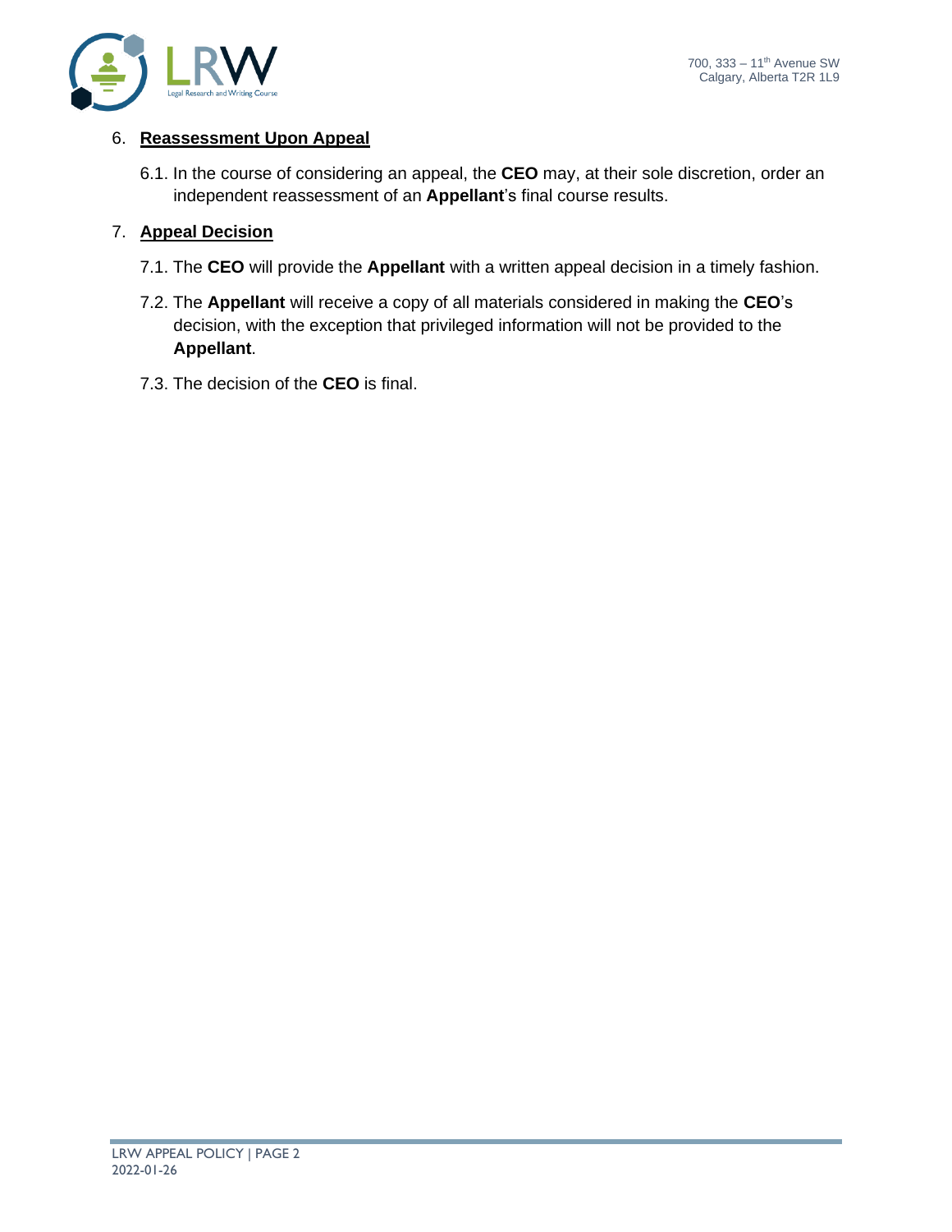## 6. Reassessment Upon Appeal

6.1. In the course of considering an appeal, the **CEO** may, at their sole discretion, order an independent reassessment of an **Appellant**'s final course results.

## 7. Appeal Decision

7.1. The **CEO** will provide the **Appellant** with a written appeal decision in a timely fashion.

7.2. The **Appellant** will receive a copy of all materials considered in making the **CEO**'s decision, with the exception that privileged information will not be provided to the **Appellant**.

7.3. The decision of the **CEO** is final.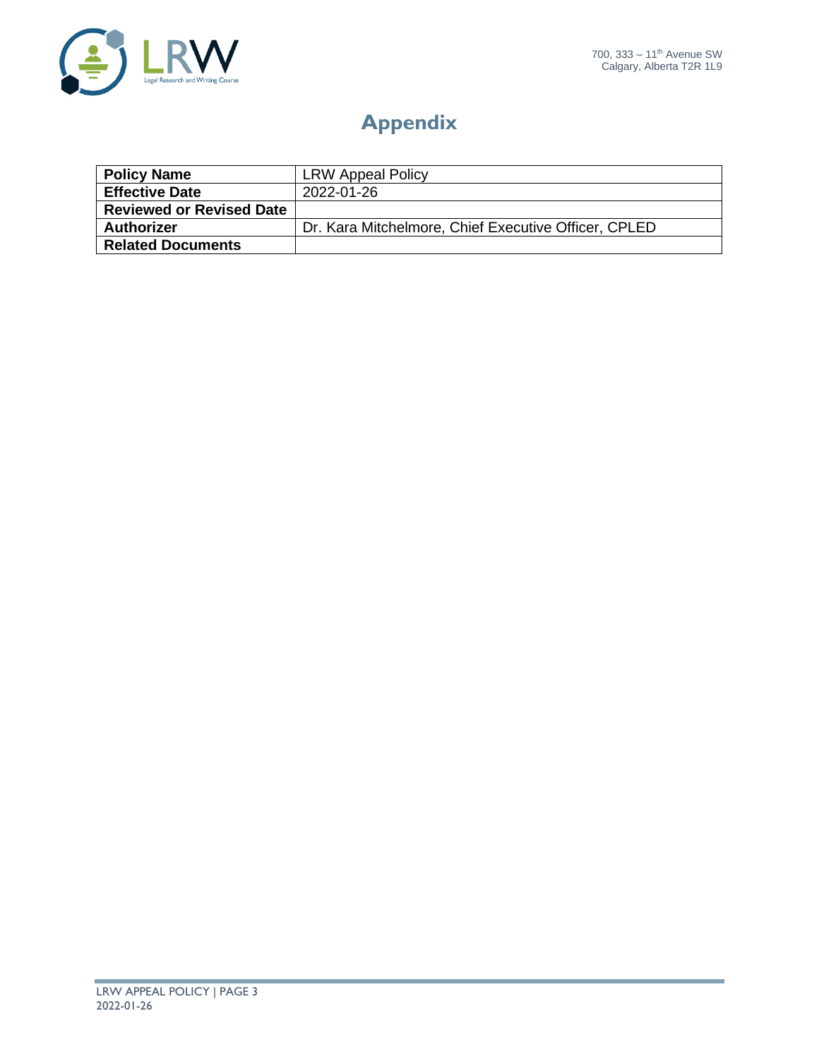700, 333 – 11th Avenue SW
Calgary, Alberta T2R 1L9

# Appendix

| | |
|---|---|
| **Policy Name** | LRW Appeal Policy |
| **Effective Date** | 2022-01-26 |
| **Reviewed or Revised Date** | |
| **Authorizer** | Dr. Kara Mitchelmore, Chief Executive Officer, CPLED |
| **Related Documents** | |